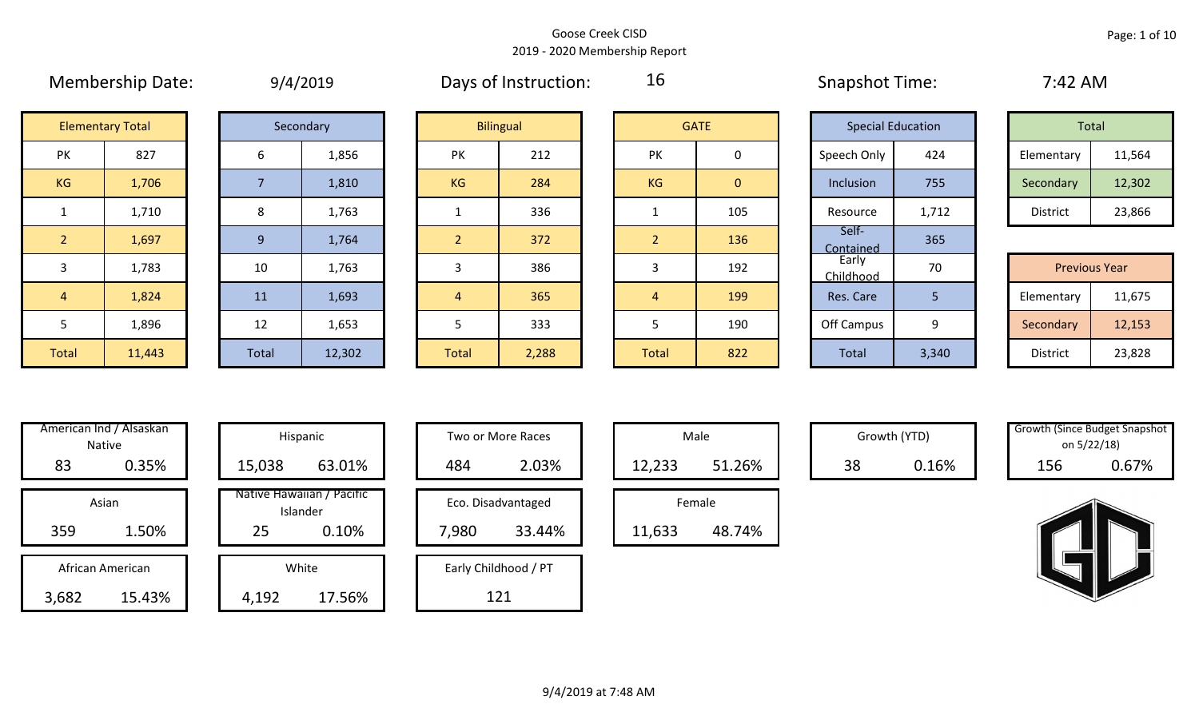# Goose Creek CISD
## 2019 - 2020 Membership Report

Membership Date: 9/4/2019

Days of Instruction: 16

Snapshot Time: 7:42 AM

| Elementary Total | |
|---|---|
| PK | 827 |
| KG | 1,706 |
| 1 | 1,710 |
| 2 | 1,697 |
| 3 | 1,783 |
| 4 | 1,824 |
| 5 | 1,896 |
| Total | 11,443 |

| Secondary | |
|---|---|
| 6 | 1,856 |
| 7 | 1,810 |
| 8 | 1,763 |
| 9 | 1,764 |
| 10 | 1,763 |
| 11 | 1,693 |
| 12 | 1,653 |
| Total | 12,302 |

| Bilingual | |
|---|---|
| PK | 212 |
| KG | 284 |
| 1 | 336 |
| 2 | 372 |
| 3 | 386 |
| 4 | 365 |
| 5 | 333 |
| Total | 2,288 |

| GATE | |
|---|---|
| PK | 0 |
| KG | 0 |
| 1 | 105 |
| 2 | 136 |
| 3 | 192 |
| 4 | 199 |
| 5 | 190 |
| Total | 822 |

| Special Education | |
|---|---|
| Speech Only | 424 |
| Inclusion | 755 |
| Resource | 1,712 |
| Self-Contained | 365 |
| Early Childhood | 70 |
| Res. Care | 5 |
| Off Campus | 9 |
| Total | 3,340 |

| Total | |
|---|---|
| Elementary | 11,564 |
| Secondary | 12,302 |
| District | 23,866 |

| Previous Year | |
|---|---|
| Elementary | 11,675 |
| Secondary | 12,153 |
| District | 23,828 |

| Category | Count | Percent |
|---|---|---|
| American Ind / Alsaskan Native | 83 | 0.35% |
| Asian | 359 | 1.50% |
| African American | 3,682 | 15.43% |
| Hispanic | 15,038 | 63.01% |
| Native Hawaiian / Pacific Islander | 25 | 0.10% |
| White | 4,192 | 17.56% |
| Two or More Races | 484 | 2.03% |
| Eco. Disadvantaged | 7,980 | 33.44% |
| Early Childhood / PT | 121 | |
| Male | 12,233 | 51.26% |
| Female | 11,633 | 48.74% |
| Growth (YTD) | 38 | 0.16% |
| Growth (Since Budget Snapshot on 5/22/18) | 156 | 0.67% |

9/4/2019 at 7:48 AM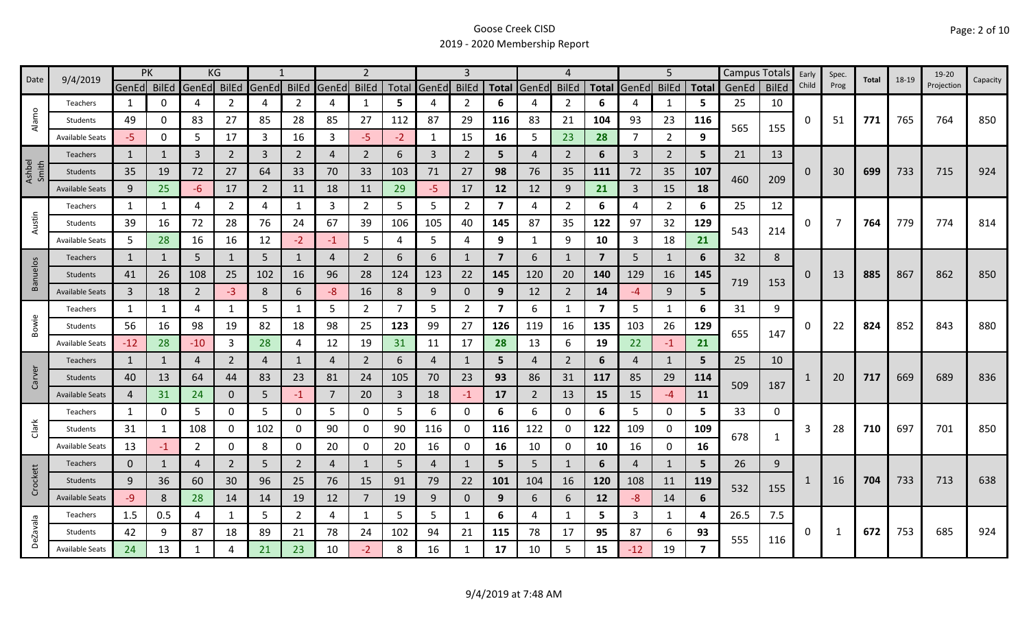Goose Creek CISD
2019 - 2020 Membership Report

| Date | 9/4/2019 | PK | | KG | | 1 | | 2 | | | 3 | | | 4 | | | 5 | | | Campus Totals | | Early Child | Spec. Prog | Total | 18-19 | 19-20 Projection | Capacity |
|---|---|---|---|---|---|---|---|---|---|---|---|---|---|---|---|---|---|---|---|---|---|---|---|---|---|---|---|
| | | GenEd | BilEd | GenEd | BilEd | GenEd | BilEd | GenEd | BilEd | Total | GenEd | BilEd | Total | GenEd | BilEd | Total | GenEd | BilEd | Total | GenEd | BilEd | | | | | | |
| Alamo | Teachers | 1 | 0 | 4 | 2 | 4 | 2 | 4 | 1 | 5 | 4 | 2 | 6 | 4 | 2 | 6 | 4 | 1 | 5 | 25 | 10 | 0 | 51 | 771 | 765 | 764 | 850 |
| | Students | 49 | 0 | 83 | 27 | 85 | 28 | 85 | 27 | 112 | 87 | 29 | 116 | 83 | 21 | 104 | 93 | 23 | 116 | 565 | 155 | | | | | | |
| | Available Seats | -5 | 0 | 5 | 17 | 3 | 16 | 3 | -5 | -2 | 1 | 15 | 16 | 5 | 23 | 28 | 7 | 2 | 9 | | | | | | | | |
| Ashbel Smith | Teachers | 1 | 1 | 3 | 2 | 3 | 2 | 4 | 2 | 6 | 3 | 2 | 5 | 4 | 2 | 6 | 3 | 2 | 5 | 21 | 13 | 0 | 30 | 699 | 733 | 715 | 924 |
| | Students | 35 | 19 | 72 | 27 | 64 | 33 | 70 | 33 | 103 | 71 | 27 | 98 | 76 | 35 | 111 | 72 | 35 | 107 | 460 | 209 | | | | | | |
| | Available Seats | 9 | 25 | -6 | 17 | 2 | 11 | 18 | 11 | 29 | -5 | 17 | 12 | 12 | 9 | 21 | 3 | 15 | 18 | | | | | | | | |
| Austin | Teachers | 1 | 1 | 4 | 2 | 4 | 1 | 3 | 2 | 5 | 5 | 2 | 7 | 4 | 2 | 6 | 4 | 2 | 6 | 25 | 12 | 0 | 7 | 764 | 779 | 774 | 814 |
| | Students | 39 | 16 | 72 | 28 | 76 | 24 | 67 | 39 | 106 | 105 | 40 | 145 | 87 | 35 | 122 | 97 | 32 | 129 | 543 | 214 | | | | | | |
| | Available Seats | 5 | 28 | 16 | 16 | 12 | -2 | -1 | 5 | 4 | 5 | 4 | 9 | 1 | 9 | 10 | 3 | 18 | 21 | | | | | | | | |
| Banuelos | Teachers | 1 | 1 | 5 | 1 | 5 | 1 | 4 | 2 | 6 | 6 | 1 | 7 | 6 | 1 | 7 | 5 | 1 | 6 | 32 | 8 | 0 | 13 | 885 | 867 | 862 | 850 |
| | Students | 41 | 26 | 108 | 25 | 102 | 16 | 96 | 28 | 124 | 123 | 22 | 145 | 120 | 20 | 140 | 129 | 16 | 145 | 719 | 153 | | | | | | |
| | Available Seats | 3 | 18 | 2 | -3 | 8 | 6 | -8 | 16 | 8 | 9 | 0 | 9 | 12 | 2 | 14 | -4 | 9 | 5 | | | | | | | | |
| Bowie | Teachers | 1 | 1 | 4 | 1 | 5 | 1 | 5 | 2 | 7 | 5 | 2 | 7 | 6 | 1 | 7 | 5 | 1 | 6 | 31 | 9 | 0 | 22 | 824 | 852 | 843 | 880 |
| | Students | 56 | 16 | 98 | 19 | 82 | 18 | 98 | 25 | 123 | 99 | 27 | 126 | 119 | 16 | 135 | 103 | 26 | 129 | 655 | 147 | | | | | | |
| | Available Seats | -12 | 28 | -10 | 3 | 28 | 4 | 12 | 19 | 31 | 11 | 17 | 28 | 13 | 6 | 19 | 22 | -1 | 21 | | | | | | | | |
| Carver | Teachers | 1 | 1 | 4 | 2 | 4 | 1 | 4 | 2 | 6 | 4 | 1 | 5 | 4 | 2 | 6 | 4 | 1 | 5 | 25 | 10 | 1 | 20 | 717 | 669 | 689 | 836 |
| | Students | 40 | 13 | 64 | 44 | 83 | 23 | 81 | 24 | 105 | 70 | 23 | 93 | 86 | 31 | 117 | 85 | 29 | 114 | 509 | 187 | | | | | | |
| | Available Seats | 4 | 31 | 24 | 0 | 5 | -1 | 7 | 20 | 3 | 18 | -1 | 17 | 2 | 13 | 15 | 15 | -4 | 11 | | | | | | | | |
| Clark | Teachers | 1 | 0 | 5 | 0 | 5 | 0 | 5 | 0 | 5 | 6 | 0 | 6 | 6 | 0 | 6 | 5 | 0 | 5 | 33 | 0 | 3 | 28 | 710 | 697 | 701 | 850 |
| | Students | 31 | 1 | 108 | 0 | 102 | 0 | 90 | 0 | 90 | 116 | 0 | 116 | 122 | 0 | 122 | 109 | 0 | 109 | 678 | 1 | | | | | | |
| | Available Seats | 13 | -1 | 2 | 0 | 8 | 0 | 20 | 0 | 20 | 16 | 0 | 16 | 10 | 0 | 10 | 16 | 0 | 16 | | | | | | | | |
| Crockett | Teachers | 0 | 1 | 4 | 2 | 5 | 2 | 4 | 1 | 5 | 4 | 1 | 5 | 5 | 1 | 6 | 4 | 1 | 5 | 26 | 9 | 1 | 16 | 704 | 733 | 713 | 638 |
| | Students | 9 | 36 | 60 | 30 | 96 | 25 | 76 | 15 | 91 | 79 | 22 | 101 | 104 | 16 | 120 | 108 | 11 | 119 | 532 | 155 | | | | | | |
| | Available Seats | -9 | 8 | 28 | 14 | 14 | 19 | 12 | 7 | 19 | 9 | 0 | 9 | 6 | 6 | 12 | -8 | 14 | 6 | | | | | | | | |
| DeZavala | Teachers | 1.5 | 0.5 | 4 | 1 | 5 | 2 | 4 | 1 | 5 | 5 | 1 | 6 | 4 | 1 | 5 | 3 | 1 | 4 | 26.5 | 7.5 | 0 | 1 | 672 | 753 | 685 | 924 |
| | Students | 42 | 9 | 87 | 18 | 89 | 21 | 78 | 24 | 102 | 94 | 21 | 115 | 78 | 17 | 95 | 87 | 6 | 93 | 555 | 116 | | | | | | |
| | Available Seats | 24 | 13 | 1 | 4 | 21 | 23 | 10 | -2 | 8 | 16 | 1 | 17 | 10 | 5 | 15 | -12 | 19 | 7 | | | | | | | | |

9/4/2019 at 7:48 AM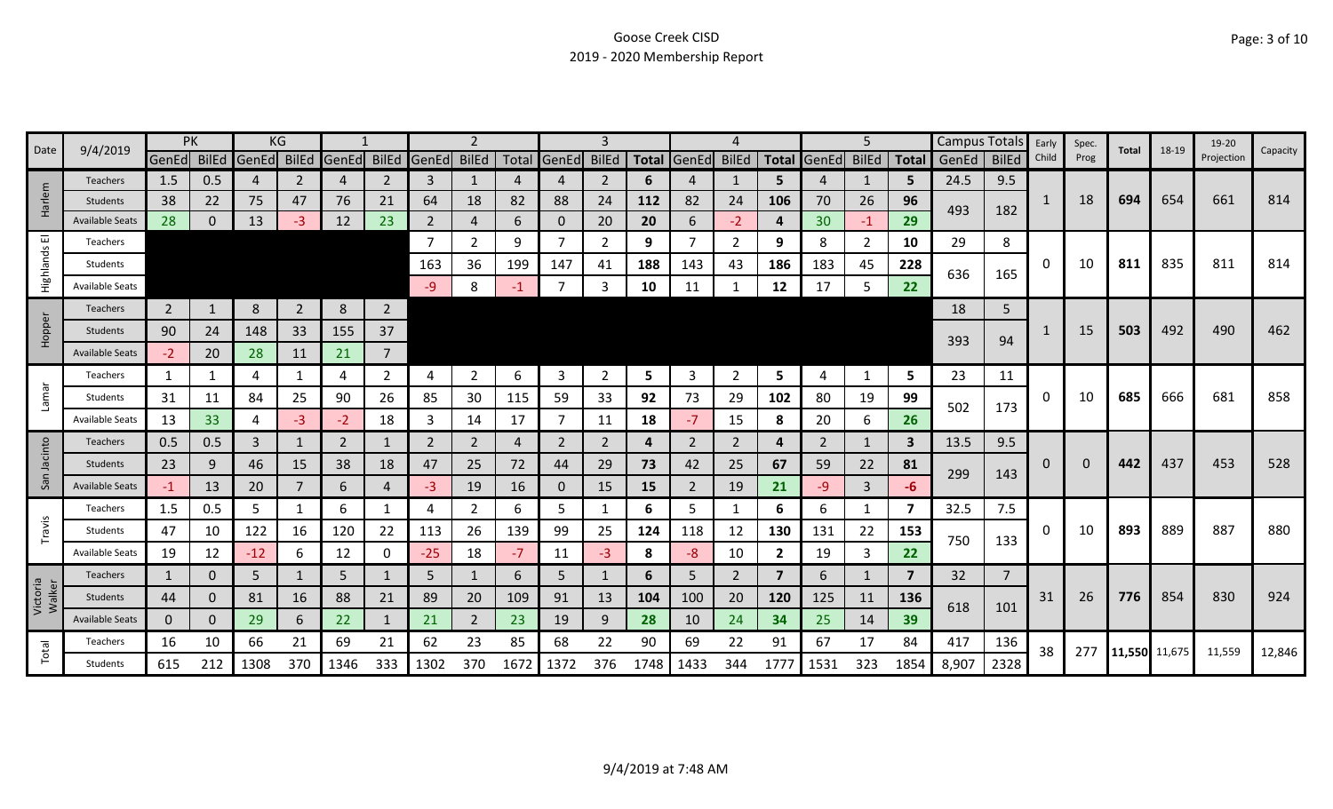Goose Creek CISD

2019 - 2020 Membership Report

| Date | 9/4/2019 | PK | | KG | | 1 | | 2 | | | 3 | | | 4 | | | 5 | | | Campus Totals | | Early Child | Spec. Prog | Total | 18-19 | 19-20 Projection | Capacity |
|---|---|---|---|---|---|---|---|---|---|---|---|---|---|---|---|---|---|---|---|---|---|---|---|---|---|---|---|
| | | GenEd | BilEd | GenEd | BilEd | GenEd | BilEd | GenEd | BilEd | Total | GenEd | BilEd | Total | GenEd | BilEd | Total | GenEd | BilEd | Total | GenEd | BilEd | | | | | | |
| Harlem | Teachers | 1.5 | 0.5 | 4 | 2 | 4 | 2 | 3 | 1 | 4 | 4 | 2 | 6 | 4 | 1 | 5 | 4 | 1 | 5 | 24.5 | 9.5 | 1 | 18 | 694 | 654 | 661 | 814 |
| | Students | 38 | 22 | 75 | 47 | 76 | 21 | 64 | 18 | 82 | 88 | 24 | 112 | 82 | 24 | 106 | 70 | 26 | 96 | 493 | 182 | | | | | | |
| | Available Seats | 28 | 0 | 13 | -3 | 12 | 23 | 2 | 4 | 6 | 0 | 20 | 20 | 6 | -2 | 4 | 30 | -1 | 29 | | | | | | | | |
| Highlands El | Teachers | | | | | | | 7 | 2 | 9 | 7 | 2 | 9 | 7 | 2 | 9 | 8 | 2 | 10 | 29 | 8 | 0 | 10 | 811 | 835 | 811 | 814 |
| | Students | | | | | | | 163 | 36 | 199 | 147 | 41 | 188 | 143 | 43 | 186 | 183 | 45 | 228 | 636 | 165 | | | | | | |
| | Available Seats | | | | | | | -9 | 8 | -1 | 7 | 3 | 10 | 11 | 1 | 12 | 17 | 5 | 22 | | | | | | | | |
| Hopper | Teachers | 2 | 1 | 8 | 2 | 8 | 2 | | | | | | | | | | | | | 18 | 5 | 1 | 15 | 503 | 492 | 490 | 462 |
| | Students | 90 | 24 | 148 | 33 | 155 | 37 | | | | | | | | | | | | | 393 | 94 | | | | | | |
| | Available Seats | -2 | 20 | 28 | 11 | 21 | 7 | | | | | | | | | | | | | | | | | | | | |
| Lamar | Teachers | 1 | 1 | 4 | 1 | 4 | 2 | 4 | 2 | 6 | 3 | 2 | 5 | 3 | 2 | 5 | 4 | 1 | 5 | 23 | 11 | 0 | 10 | 685 | 666 | 681 | 858 |
| | Students | 31 | 11 | 84 | 25 | 90 | 26 | 85 | 30 | 115 | 59 | 33 | 92 | 73 | 29 | 102 | 80 | 19 | 99 | 502 | 173 | | | | | | |
| | Available Seats | 13 | 33 | 4 | -3 | -2 | 18 | 3 | 14 | 17 | 7 | 11 | 18 | -7 | 15 | 8 | 20 | 6 | 26 | | | | | | | | |
| San Jacinto | Teachers | 0.5 | 0.5 | 3 | 1 | 2 | 1 | 2 | 2 | 4 | 2 | 2 | 4 | 2 | 2 | 4 | 2 | 1 | 3 | 13.5 | 9.5 | 0 | 0 | 442 | 437 | 453 | 528 |
| | Students | 23 | 9 | 46 | 15 | 38 | 18 | 47 | 25 | 72 | 44 | 29 | 73 | 42 | 25 | 67 | 59 | 22 | 81 | 299 | 143 | | | | | | |
| | Available Seats | -1 | 13 | 20 | 7 | 6 | 4 | -3 | 19 | 16 | 0 | 15 | 15 | 2 | 19 | 21 | -9 | 3 | -6 | | | | | | | | |
| Travis | Teachers | 1.5 | 0.5 | 5 | 1 | 6 | 1 | 4 | 2 | 6 | 5 | 1 | 6 | 5 | 1 | 6 | 6 | 1 | 7 | 32.5 | 7.5 | 0 | 10 | 893 | 889 | 887 | 880 |
| | Students | 47 | 10 | 122 | 16 | 120 | 22 | 113 | 26 | 139 | 99 | 25 | 124 | 118 | 12 | 130 | 131 | 22 | 153 | 750 | 133 | | | | | | |
| | Available Seats | 19 | 12 | -12 | 6 | 12 | 0 | -25 | 18 | -7 | 11 | -3 | 8 | -8 | 10 | 2 | 19 | 3 | 22 | | | | | | | | |
| Victoria Walker | Teachers | 1 | 0 | 5 | 1 | 5 | 1 | 5 | 1 | 6 | 5 | 1 | 6 | 5 | 2 | 7 | 6 | 1 | 7 | 32 | 7 | 31 | 26 | 776 | 854 | 830 | 924 |
| | Students | 44 | 0 | 81 | 16 | 88 | 21 | 89 | 20 | 109 | 91 | 13 | 104 | 100 | 20 | 120 | 125 | 11 | 136 | 618 | 101 | | | | | | |
| | Available Seats | 0 | 0 | 29 | 6 | 22 | 1 | 21 | 2 | 23 | 19 | 9 | 28 | 10 | 24 | 34 | 25 | 14 | 39 | | | | | | | | |
| Total | Teachers | 16 | 10 | 66 | 21 | 69 | 21 | 62 | 23 | 85 | 68 | 22 | 90 | 69 | 22 | 91 | 67 | 17 | 84 | 417 | 136 | 38 | 277 | 11,550 | 11,675 | 11,559 | 12,846 |
| | Students | 615 | 212 | 1308 | 370 | 1346 | 333 | 1302 | 370 | 1672 | 1372 | 376 | 1748 | 1433 | 344 | 1777 | 1531 | 323 | 1854 | 8,907 | 2328 | | | | | | |

9/4/2019 at 7:48 AM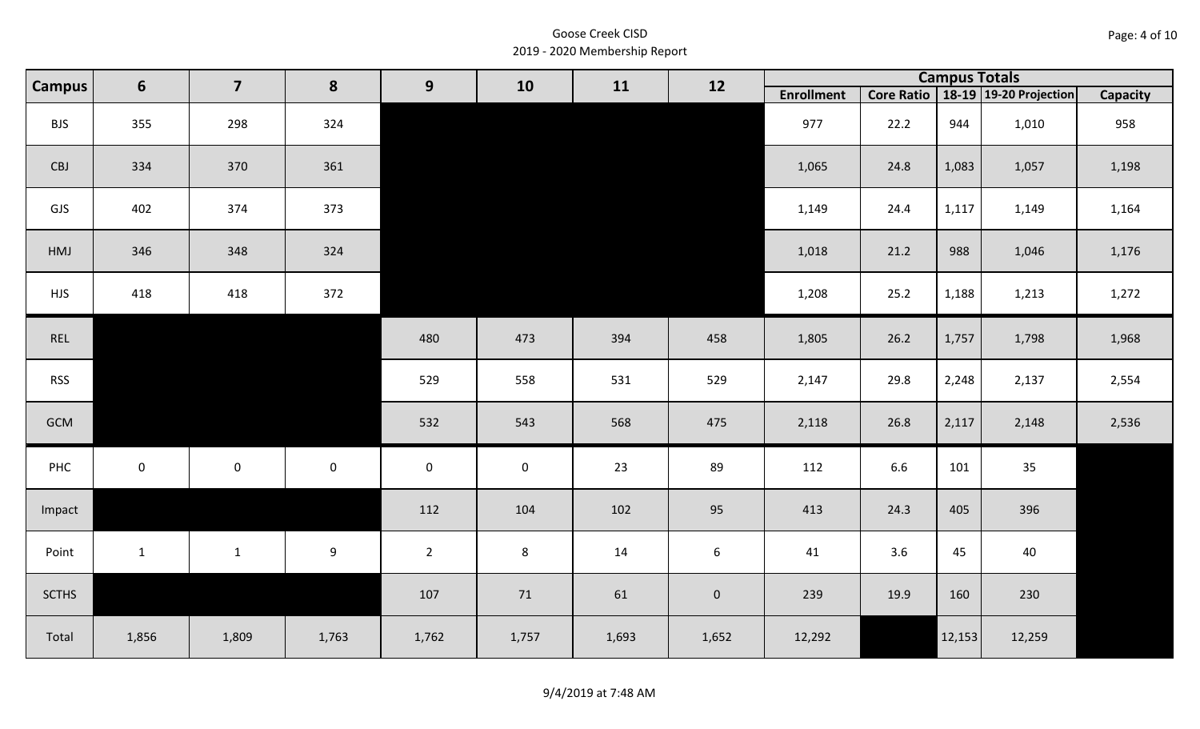Goose Creek CISD
2019 - 2020 Membership Report

| Campus | 6 | 7 | 8 | 9 | 10 | 11 | 12 | Campus Totals | | | | |
|---|---|---|---|---|---|---|---|---|---|---|---|---|
| | | | | | | | | Enrollment | Core Ratio | 18-19 | 19-20 Projection | Capacity |
| BJS | 355 | 298 | 324 | | | | | 977 | 22.2 | 944 | 1,010 | 958 |
| CBJ | 334 | 370 | 361 | | | | | 1,065 | 24.8 | 1,083 | 1,057 | 1,198 |
| GJS | 402 | 374 | 373 | | | | | 1,149 | 24.4 | 1,117 | 1,149 | 1,164 |
| HMJ | 346 | 348 | 324 | | | | | 1,018 | 21.2 | 988 | 1,046 | 1,176 |
| HJS | 418 | 418 | 372 | | | | | 1,208 | 25.2 | 1,188 | 1,213 | 1,272 |
| REL | | | | 480 | 473 | 394 | 458 | 1,805 | 26.2 | 1,757 | 1,798 | 1,968 |
| RSS | | | | 529 | 558 | 531 | 529 | 2,147 | 29.8 | 2,248 | 2,137 | 2,554 |
| GCM | | | | 532 | 543 | 568 | 475 | 2,118 | 26.8 | 2,117 | 2,148 | 2,536 |
| PHC | 0 | 0 | 0 | 0 | 0 | 23 | 89 | 112 | 6.6 | 101 | 35 | |
| Impact | | | | 112 | 104 | 102 | 95 | 413 | 24.3 | 405 | 396 | |
| Point | 1 | 1 | 9 | 2 | 8 | 14 | 6 | 41 | 3.6 | 45 | 40 | |
| SCTHS | | | | 107 | 71 | 61 | 0 | 239 | 19.9 | 160 | 230 | |
| Total | 1,856 | 1,809 | 1,763 | 1,762 | 1,757 | 1,693 | 1,652 | 12,292 | | 12,153 | 12,259 | |

9/4/2019 at 7:48 AM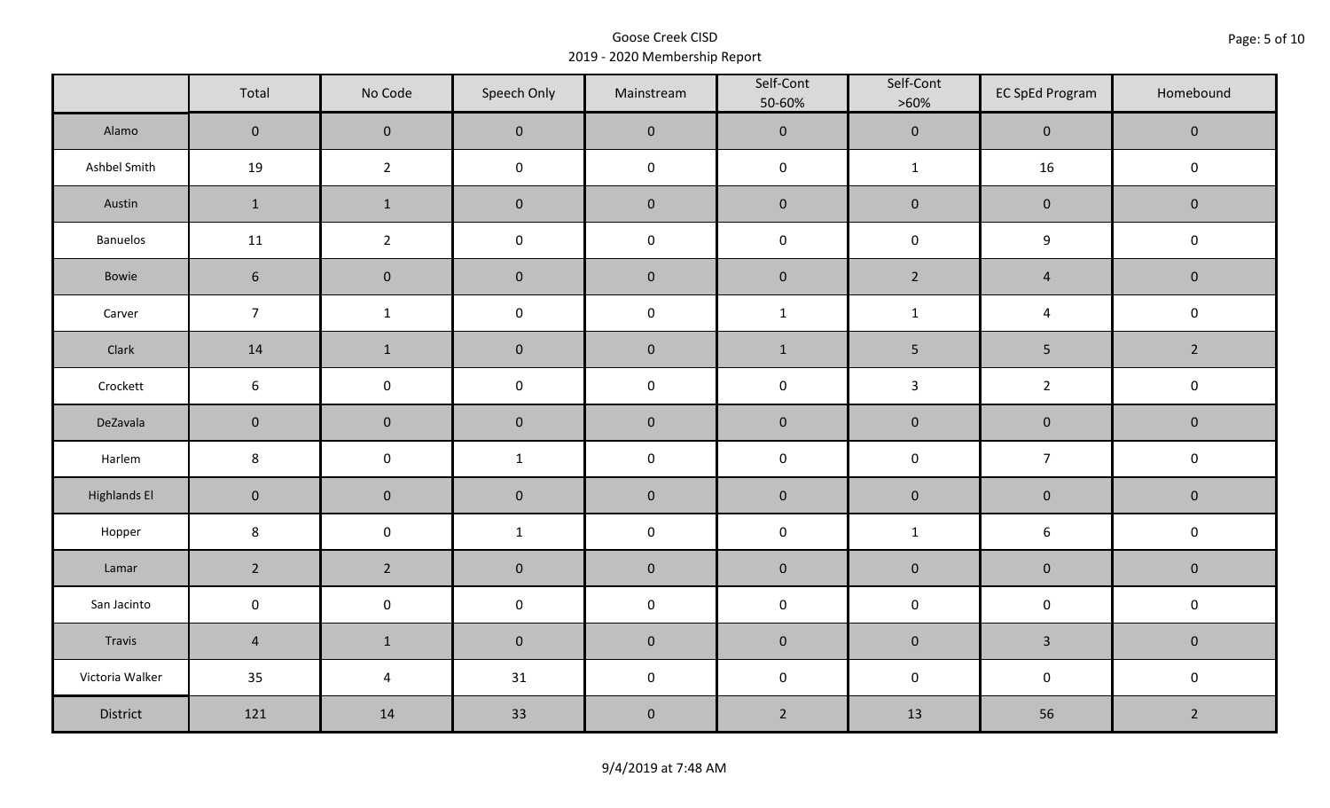Goose Creek CISD
2019 - 2020 Membership Report

| | Total | No Code | Speech Only | Mainstream | Self-Cont 50-60% | Self-Cont >60% | EC SpEd Program | Homebound |
|---|---|---|---|---|---|---|---|---|
| Alamo | 0 | 0 | 0 | 0 | 0 | 0 | 0 | 0 |
| Ashbel Smith | 19 | 2 | 0 | 0 | 0 | 1 | 16 | 0 |
| Austin | 1 | 1 | 0 | 0 | 0 | 0 | 0 | 0 |
| Banuelos | 11 | 2 | 0 | 0 | 0 | 0 | 9 | 0 |
| Bowie | 6 | 0 | 0 | 0 | 0 | 2 | 4 | 0 |
| Carver | 7 | 1 | 0 | 0 | 1 | 1 | 4 | 0 |
| Clark | 14 | 1 | 0 | 0 | 1 | 5 | 5 | 2 |
| Crockett | 6 | 0 | 0 | 0 | 0 | 3 | 2 | 0 |
| DeZavala | 0 | 0 | 0 | 0 | 0 | 0 | 0 | 0 |
| Harlem | 8 | 0 | 1 | 0 | 0 | 0 | 7 | 0 |
| Highlands El | 0 | 0 | 0 | 0 | 0 | 0 | 0 | 0 |
| Hopper | 8 | 0 | 1 | 0 | 0 | 1 | 6 | 0 |
| Lamar | 2 | 2 | 0 | 0 | 0 | 0 | 0 | 0 |
| San Jacinto | 0 | 0 | 0 | 0 | 0 | 0 | 0 | 0 |
| Travis | 4 | 1 | 0 | 0 | 0 | 0 | 3 | 0 |
| Victoria Walker | 35 | 4 | 31 | 0 | 0 | 0 | 0 | 0 |
| District | 121 | 14 | 33 | 0 | 2 | 13 | 56 | 2 |

9/4/2019 at 7:48 AM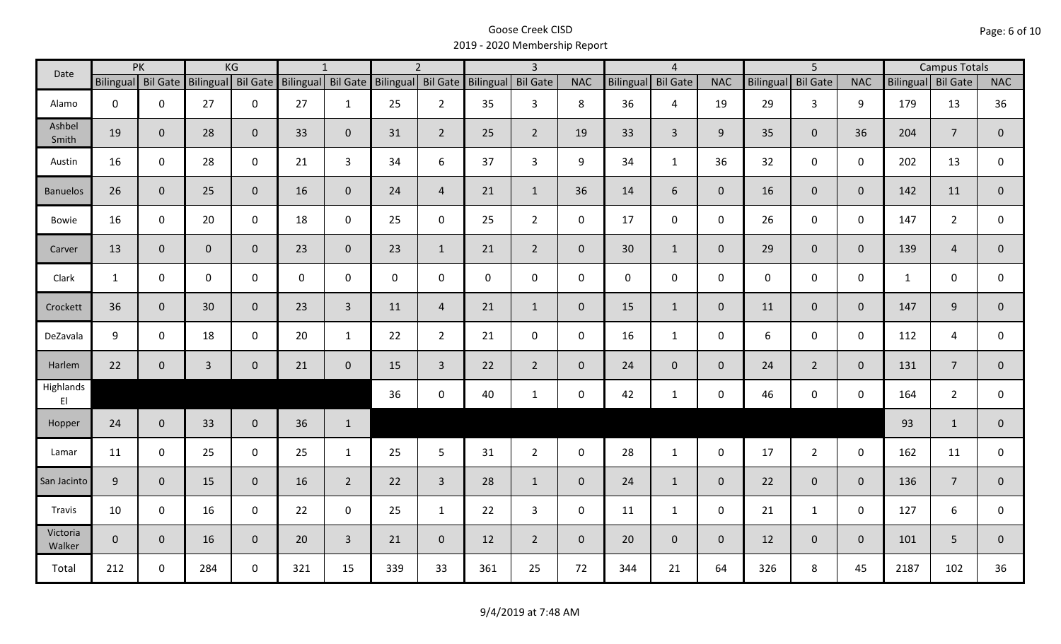# Goose Creek CISD
## 2019 - 2020 Membership Report

| Date | PK | | KG | | 1 | | 2 | | 3 | | | 4 | | | 5 | | | Campus Totals | | |
|---|---|---|---|---|---|---|---|---|---|---|---|---|---|---|---|---|---|---|---|---|
| | Bilingual | Bil Gate | Bilingual | Bil Gate | Bilingual | Bil Gate | Bilingual | Bil Gate | Bilingual | Bil Gate | NAC | Bilingual | Bil Gate | NAC | Bilingual | Bil Gate | NAC | Bilingual | Bil Gate | NAC |
| Alamo | 0 | 0 | 27 | 0 | 27 | 1 | 25 | 2 | 35 | 3 | 8 | 36 | 4 | 19 | 29 | 3 | 9 | 179 | 13 | 36 |
| Ashbel Smith | 19 | 0 | 28 | 0 | 33 | 0 | 31 | 2 | 25 | 2 | 19 | 33 | 3 | 9 | 35 | 0 | 36 | 204 | 7 | 0 |
| Austin | 16 | 0 | 28 | 0 | 21 | 3 | 34 | 6 | 37 | 3 | 9 | 34 | 1 | 36 | 32 | 0 | 0 | 202 | 13 | 0 |
| Banuelos | 26 | 0 | 25 | 0 | 16 | 0 | 24 | 4 | 21 | 1 | 36 | 14 | 6 | 0 | 16 | 0 | 0 | 142 | 11 | 0 |
| Bowie | 16 | 0 | 20 | 0 | 18 | 0 | 25 | 0 | 25 | 2 | 0 | 17 | 0 | 0 | 26 | 0 | 0 | 147 | 2 | 0 |
| Carver | 13 | 0 | 0 | 0 | 23 | 0 | 23 | 1 | 21 | 2 | 0 | 30 | 1 | 0 | 29 | 0 | 0 | 139 | 4 | 0 |
| Clark | 1 | 0 | 0 | 0 | 0 | 0 | 0 | 0 | 0 | 0 | 0 | 0 | 0 | 0 | 0 | 0 | 0 | 1 | 0 | 0 |
| Crockett | 36 | 0 | 30 | 0 | 23 | 3 | 11 | 4 | 21 | 1 | 0 | 15 | 1 | 0 | 11 | 0 | 0 | 147 | 9 | 0 |
| DeZavala | 9 | 0 | 18 | 0 | 20 | 1 | 22 | 2 | 21 | 0 | 0 | 16 | 1 | 0 | 6 | 0 | 0 | 112 | 4 | 0 |
| Harlem | 22 | 0 | 3 | 0 | 21 | 0 | 15 | 3 | 22 | 2 | 0 | 24 | 0 | 0 | 24 | 2 | 0 | 131 | 7 | 0 |
| Highlands El | | | | | | | 36 | 0 | 40 | 1 | 0 | 42 | 1 | 0 | 46 | 0 | 0 | 164 | 2 | 0 |
| Hopper | 24 | 0 | 33 | 0 | 36 | 1 | | | | | | | | | | | | 93 | 1 | 0 |
| Lamar | 11 | 0 | 25 | 0 | 25 | 1 | 25 | 5 | 31 | 2 | 0 | 28 | 1 | 0 | 17 | 2 | 0 | 162 | 11 | 0 |
| San Jacinto | 9 | 0 | 15 | 0 | 16 | 2 | 22 | 3 | 28 | 1 | 0 | 24 | 1 | 0 | 22 | 0 | 0 | 136 | 7 | 0 |
| Travis | 10 | 0 | 16 | 0 | 22 | 0 | 25 | 1 | 22 | 3 | 0 | 11 | 1 | 0 | 21 | 1 | 0 | 127 | 6 | 0 |
| Victoria Walker | 0 | 0 | 16 | 0 | 20 | 3 | 21 | 0 | 12 | 2 | 0 | 20 | 0 | 0 | 12 | 0 | 0 | 101 | 5 | 0 |
| Total | 212 | 0 | 284 | 0 | 321 | 15 | 339 | 33 | 361 | 25 | 72 | 344 | 21 | 64 | 326 | 8 | 45 | 2187 | 102 | 36 |

9/4/2019 at 7:48 AM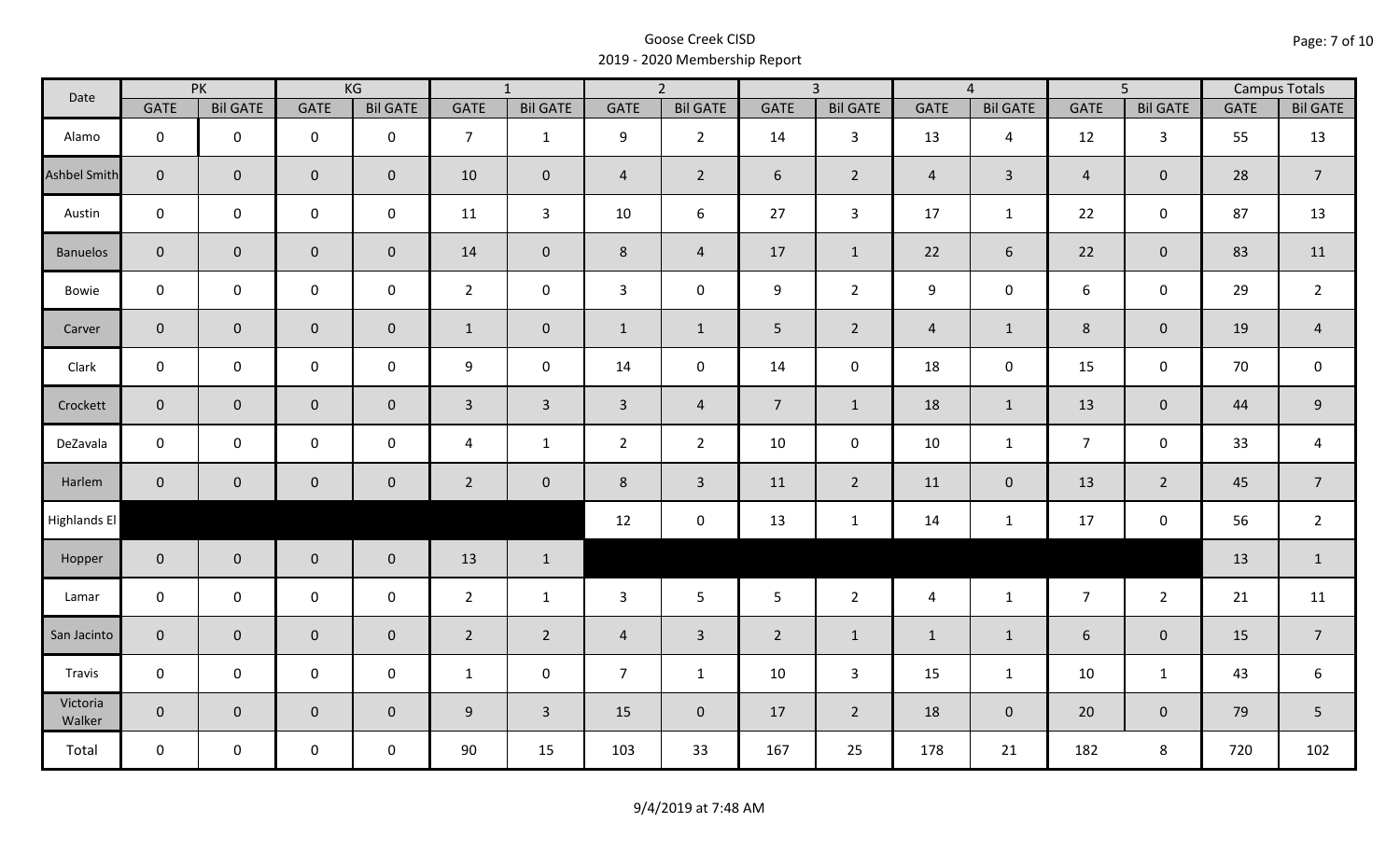# Goose Creek CISD
## 2019 - 2020 Membership Report

| Date | PK | | KG | | 1 | | 2 | | 3 | | 4 | | 5 | | Campus Totals | |
|---|---|---|---|---|---|---|---|---|---|---|---|---|---|---|---|---|
| | GATE | Bil GATE | GATE | Bil GATE | GATE | Bil GATE | GATE | Bil GATE | GATE | Bil GATE | GATE | Bil GATE | GATE | Bil GATE | GATE | Bil GATE |
| Alamo | 0 | 0 | 0 | 0 | 7 | 1 | 9 | 2 | 14 | 3 | 13 | 4 | 12 | 3 | 55 | 13 |
| Ashbel Smith | 0 | 0 | 0 | 0 | 10 | 0 | 4 | 2 | 6 | 2 | 4 | 3 | 4 | 0 | 28 | 7 |
| Austin | 0 | 0 | 0 | 0 | 11 | 3 | 10 | 6 | 27 | 3 | 17 | 1 | 22 | 0 | 87 | 13 |
| Banuelos | 0 | 0 | 0 | 0 | 14 | 0 | 8 | 4 | 17 | 1 | 22 | 6 | 22 | 0 | 83 | 11 |
| Bowie | 0 | 0 | 0 | 0 | 2 | 0 | 3 | 0 | 9 | 2 | 9 | 0 | 6 | 0 | 29 | 2 |
| Carver | 0 | 0 | 0 | 0 | 1 | 0 | 1 | 1 | 5 | 2 | 4 | 1 | 8 | 0 | 19 | 4 |
| Clark | 0 | 0 | 0 | 0 | 9 | 0 | 14 | 0 | 14 | 0 | 18 | 0 | 15 | 0 | 70 | 0 |
| Crockett | 0 | 0 | 0 | 0 | 3 | 3 | 3 | 4 | 7 | 1 | 18 | 1 | 13 | 0 | 44 | 9 |
| DeZavala | 0 | 0 | 0 | 0 | 4 | 1 | 2 | 2 | 10 | 0 | 10 | 1 | 7 | 0 | 33 | 4 |
| Harlem | 0 | 0 | 0 | 0 | 2 | 0 | 8 | 3 | 11 | 2 | 11 | 0 | 13 | 2 | 45 | 7 |
| Highlands El | | | | | | | 12 | 0 | 13 | 1 | 14 | 1 | 17 | 0 | 56 | 2 |
| Hopper | 0 | 0 | 0 | 0 | 13 | 1 | | | | | | | | | 13 | 1 |
| Lamar | 0 | 0 | 0 | 0 | 2 | 1 | 3 | 5 | 5 | 2 | 4 | 1 | 7 | 2 | 21 | 11 |
| San Jacinto | 0 | 0 | 0 | 0 | 2 | 2 | 4 | 3 | 2 | 1 | 1 | 1 | 6 | 0 | 15 | 7 |
| Travis | 0 | 0 | 0 | 0 | 1 | 0 | 7 | 1 | 10 | 3 | 15 | 1 | 10 | 1 | 43 | 6 |
| Victoria Walker | 0 | 0 | 0 | 0 | 9 | 3 | 15 | 0 | 17 | 2 | 18 | 0 | 20 | 0 | 79 | 5 |
| Total | 0 | 0 | 0 | 0 | 90 | 15 | 103 | 33 | 167 | 25 | 178 | 21 | 182 | 8 | 720 | 102 |

9/4/2019 at 7:48 AM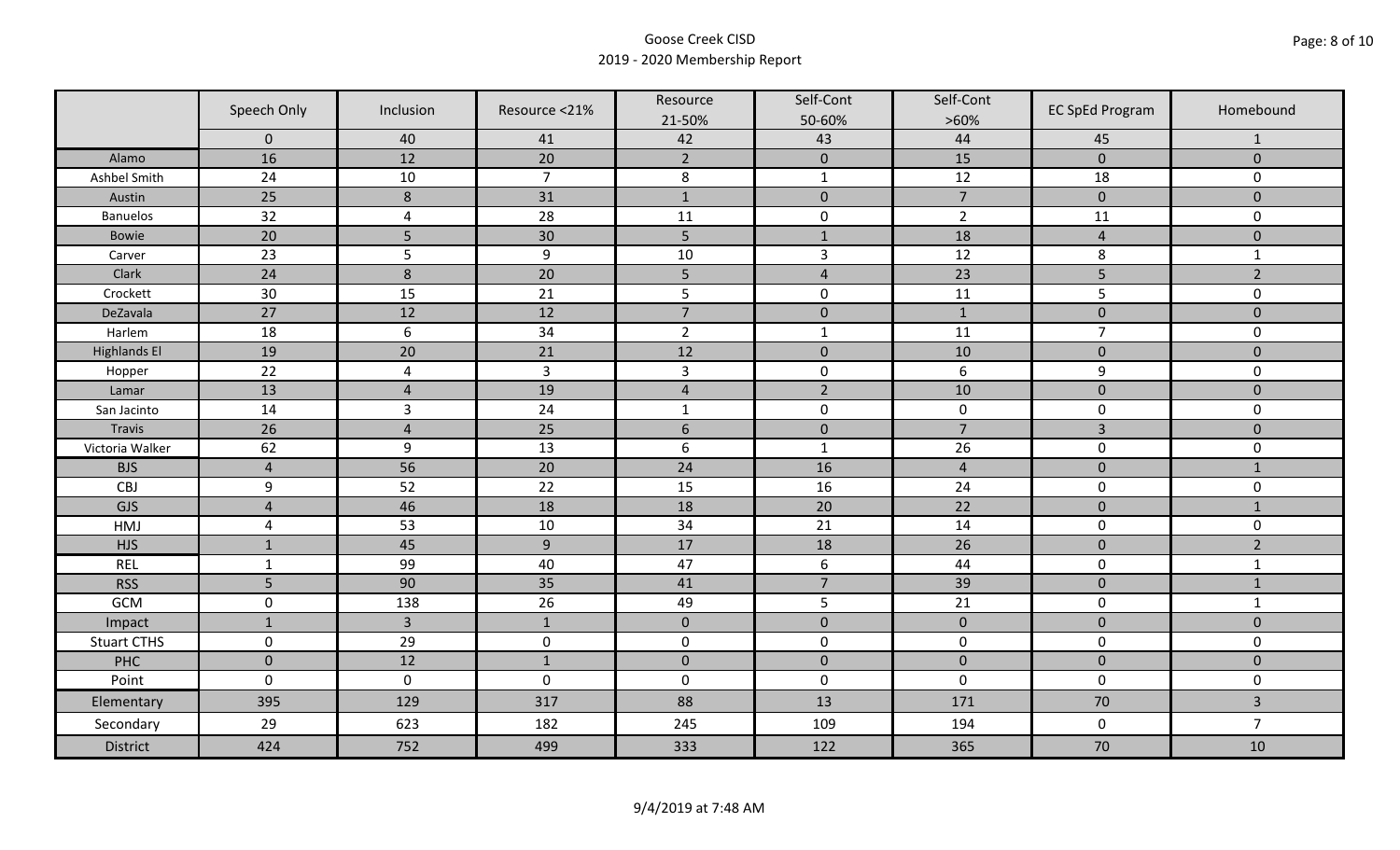# Goose Creek CISD
## 2019 - 2020 Membership Report

| | Speech Only | Inclusion | Resource <21% | Resource 21-50% | Self-Cont 50-60% | Self-Cont >60% | EC SpEd Program | Homebound |
|---|---|---|---|---|---|---|---|---|
| | 0 | 40 | 41 | 42 | 43 | 44 | 45 | 1 |
| Alamo | 16 | 12 | 20 | 2 | 0 | 15 | 0 | 0 |
| Ashbel Smith | 24 | 10 | 7 | 8 | 1 | 12 | 18 | 0 |
| Austin | 25 | 8 | 31 | 1 | 0 | 7 | 0 | 0 |
| Banuelos | 32 | 4 | 28 | 11 | 0 | 2 | 11 | 0 |
| Bowie | 20 | 5 | 30 | 5 | 1 | 18 | 4 | 0 |
| Carver | 23 | 5 | 9 | 10 | 3 | 12 | 8 | 1 |
| Clark | 24 | 8 | 20 | 5 | 4 | 23 | 5 | 2 |
| Crockett | 30 | 15 | 21 | 5 | 0 | 11 | 5 | 0 |
| DeZavala | 27 | 12 | 12 | 7 | 0 | 1 | 0 | 0 |
| Harlem | 18 | 6 | 34 | 2 | 1 | 11 | 7 | 0 |
| Highlands El | 19 | 20 | 21 | 12 | 0 | 10 | 0 | 0 |
| Hopper | 22 | 4 | 3 | 3 | 0 | 6 | 9 | 0 |
| Lamar | 13 | 4 | 19 | 4 | 2 | 10 | 0 | 0 |
| San Jacinto | 14 | 3 | 24 | 1 | 0 | 0 | 0 | 0 |
| Travis | 26 | 4 | 25 | 6 | 0 | 7 | 3 | 0 |
| Victoria Walker | 62 | 9 | 13 | 6 | 1 | 26 | 0 | 0 |
| BJS | 4 | 56 | 20 | 24 | 16 | 4 | 0 | 1 |
| CBJ | 9 | 52 | 22 | 15 | 16 | 24 | 0 | 0 |
| GJS | 4 | 46 | 18 | 18 | 20 | 22 | 0 | 1 |
| HMJ | 4 | 53 | 10 | 34 | 21 | 14 | 0 | 0 |
| HJS | 1 | 45 | 9 | 17 | 18 | 26 | 0 | 2 |
| REL | 1 | 99 | 40 | 47 | 6 | 44 | 0 | 1 |
| RSS | 5 | 90 | 35 | 41 | 7 | 39 | 0 | 1 |
| GCM | 0 | 138 | 26 | 49 | 5 | 21 | 0 | 1 |
| Impact | 1 | 3 | 1 | 0 | 0 | 0 | 0 | 0 |
| Stuart CTHS | 0 | 29 | 0 | 0 | 0 | 0 | 0 | 0 |
| PHC | 0 | 12 | 1 | 0 | 0 | 0 | 0 | 0 |
| Point | 0 | 0 | 0 | 0 | 0 | 0 | 0 | 0 |
| Elementary | 395 | 129 | 317 | 88 | 13 | 171 | 70 | 3 |
| Secondary | 29 | 623 | 182 | 245 | 109 | 194 | 0 | 7 |
| District | 424 | 752 | 499 | 333 | 122 | 365 | 70 | 10 |

9/4/2019 at 7:48 AM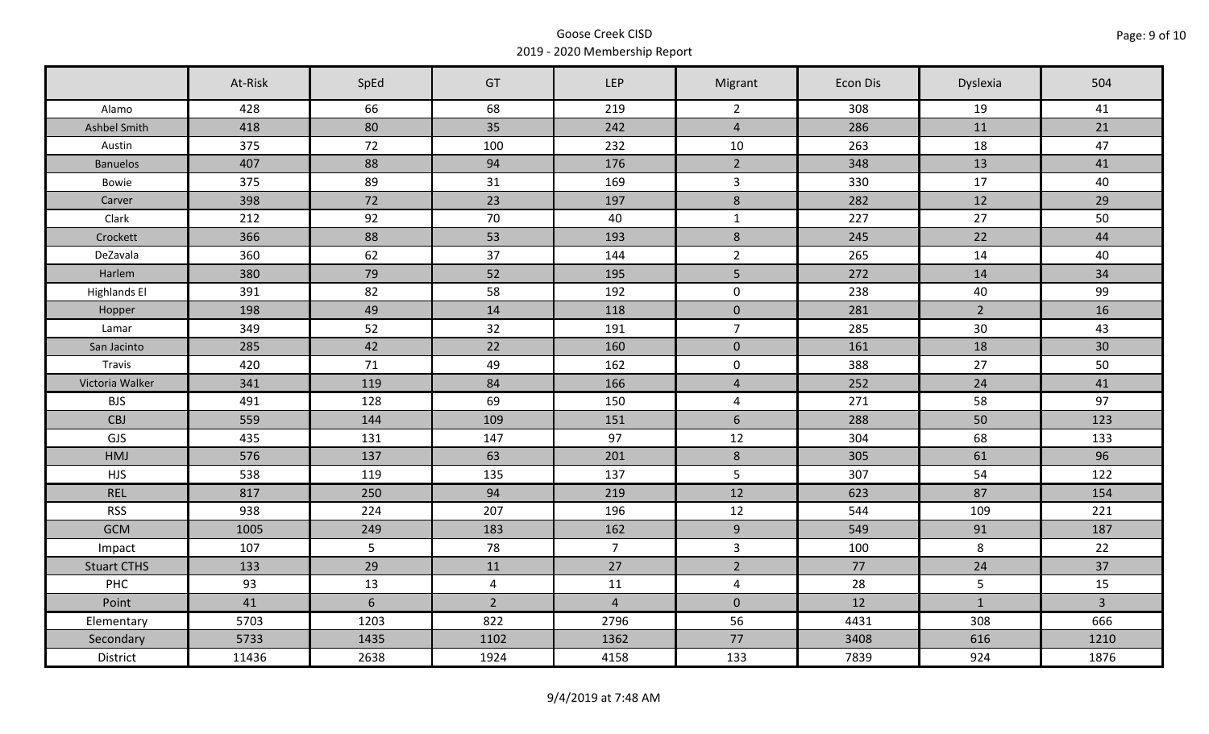Goose Creek CISD
2019 - 2020 Membership Report

| | At-Risk | SpEd | GT | LEP | Migrant | Econ Dis | Dyslexia | 504 |
|---|---|---|---|---|---|---|---|---|
| Alamo | 428 | 66 | 68 | 219 | 2 | 308 | 19 | 41 |
| Ashbel Smith | 418 | 80 | 35 | 242 | 4 | 286 | 11 | 21 |
| Austin | 375 | 72 | 100 | 232 | 10 | 263 | 18 | 47 |
| Banuelos | 407 | 88 | 94 | 176 | 2 | 348 | 13 | 41 |
| Bowie | 375 | 89 | 31 | 169 | 3 | 330 | 17 | 40 |
| Carver | 398 | 72 | 23 | 197 | 8 | 282 | 12 | 29 |
| Clark | 212 | 92 | 70 | 40 | 1 | 227 | 27 | 50 |
| Crockett | 366 | 88 | 53 | 193 | 8 | 245 | 22 | 44 |
| DeZavala | 360 | 62 | 37 | 144 | 2 | 265 | 14 | 40 |
| Harlem | 380 | 79 | 52 | 195 | 5 | 272 | 14 | 34 |
| Highlands El | 391 | 82 | 58 | 192 | 0 | 238 | 40 | 99 |
| Hopper | 198 | 49 | 14 | 118 | 0 | 281 | 2 | 16 |
| Lamar | 349 | 52 | 32 | 191 | 7 | 285 | 30 | 43 |
| San Jacinto | 285 | 42 | 22 | 160 | 0 | 161 | 18 | 30 |
| Travis | 420 | 71 | 49 | 162 | 0 | 388 | 27 | 50 |
| Victoria Walker | 341 | 119 | 84 | 166 | 4 | 252 | 24 | 41 |
| BJS | 491 | 128 | 69 | 150 | 4 | 271 | 58 | 97 |
| CBJ | 559 | 144 | 109 | 151 | 6 | 288 | 50 | 123 |
| GJS | 435 | 131 | 147 | 97 | 12 | 304 | 68 | 133 |
| HMJ | 576 | 137 | 63 | 201 | 8 | 305 | 61 | 96 |
| HJS | 538 | 119 | 135 | 137 | 5 | 307 | 54 | 122 |
| REL | 817 | 250 | 94 | 219 | 12 | 623 | 87 | 154 |
| RSS | 938 | 224 | 207 | 196 | 12 | 544 | 109 | 221 |
| GCM | 1005 | 249 | 183 | 162 | 9 | 549 | 91 | 187 |
| Impact | 107 | 5 | 78 | 7 | 3 | 100 | 8 | 22 |
| Stuart CTHS | 133 | 29 | 11 | 27 | 2 | 77 | 24 | 37 |
| PHC | 93 | 13 | 4 | 11 | 4 | 28 | 5 | 15 |
| Point | 41 | 6 | 2 | 4 | 0 | 12 | 1 | 3 |
| Elementary | 5703 | 1203 | 822 | 2796 | 56 | 4431 | 308 | 666 |
| Secondary | 5733 | 1435 | 1102 | 1362 | 77 | 3408 | 616 | 1210 |
| District | 11436 | 2638 | 1924 | 4158 | 133 | 7839 | 924 | 1876 |

9/4/2019 at 7:48 AM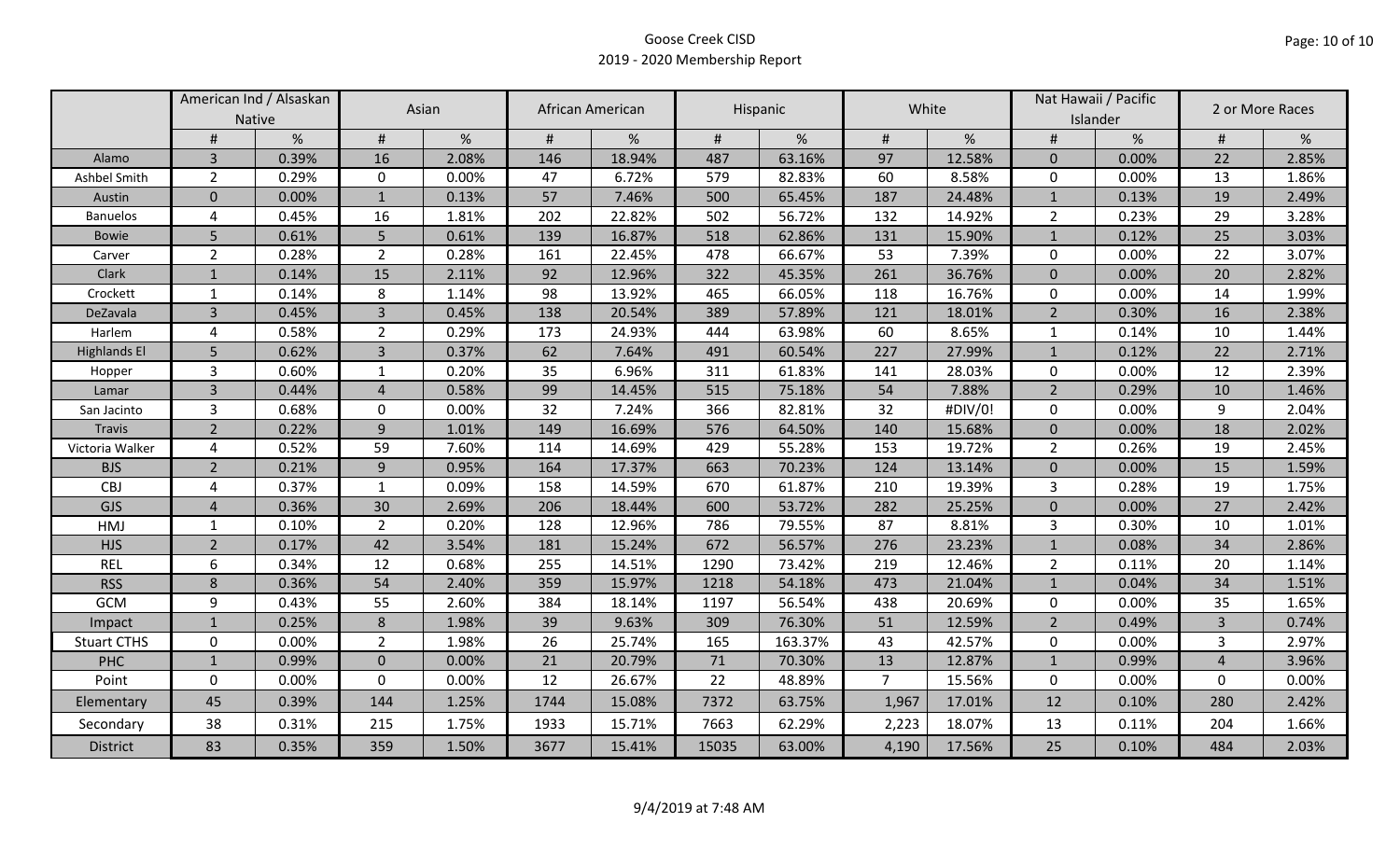# Goose Creek CISD

## 2019 - 2020 Membership Report

| | American Ind / Alsaskan Native | | Asian | | African American | | Hispanic | | White | | Nat Hawaii / Pacific Islander | | 2 or More Races | |
|---|---|---|---|---|---|---|---|---|---|---|---|---|---|---|
| | # | % | # | % | # | % | # | % | # | % | # | % | # | % |
| Alamo | 3 | 0.39% | 16 | 2.08% | 146 | 18.94% | 487 | 63.16% | 97 | 12.58% | 0 | 0.00% | 22 | 2.85% |
| Ashbel Smith | 2 | 0.29% | 0 | 0.00% | 47 | 6.72% | 579 | 82.83% | 60 | 8.58% | 0 | 0.00% | 13 | 1.86% |
| Austin | 0 | 0.00% | 1 | 0.13% | 57 | 7.46% | 500 | 65.45% | 187 | 24.48% | 1 | 0.13% | 19 | 2.49% |
| Banuelos | 4 | 0.45% | 16 | 1.81% | 202 | 22.82% | 502 | 56.72% | 132 | 14.92% | 2 | 0.23% | 29 | 3.28% |
| Bowie | 5 | 0.61% | 5 | 0.61% | 139 | 16.87% | 518 | 62.86% | 131 | 15.90% | 1 | 0.12% | 25 | 3.03% |
| Carver | 2 | 0.28% | 2 | 0.28% | 161 | 22.45% | 478 | 66.67% | 53 | 7.39% | 0 | 0.00% | 22 | 3.07% |
| Clark | 1 | 0.14% | 15 | 2.11% | 92 | 12.96% | 322 | 45.35% | 261 | 36.76% | 0 | 0.00% | 20 | 2.82% |
| Crockett | 1 | 0.14% | 8 | 1.14% | 98 | 13.92% | 465 | 66.05% | 118 | 16.76% | 0 | 0.00% | 14 | 1.99% |
| DeZavala | 3 | 0.45% | 3 | 0.45% | 138 | 20.54% | 389 | 57.89% | 121 | 18.01% | 2 | 0.30% | 16 | 2.38% |
| Harlem | 4 | 0.58% | 2 | 0.29% | 173 | 24.93% | 444 | 63.98% | 60 | 8.65% | 1 | 0.14% | 10 | 1.44% |
| Highlands El | 5 | 0.62% | 3 | 0.37% | 62 | 7.64% | 491 | 60.54% | 227 | 27.99% | 1 | 0.12% | 22 | 2.71% |
| Hopper | 3 | 0.60% | 1 | 0.20% | 35 | 6.96% | 311 | 61.83% | 141 | 28.03% | 0 | 0.00% | 12 | 2.39% |
| Lamar | 3 | 0.44% | 4 | 0.58% | 99 | 14.45% | 515 | 75.18% | 54 | 7.88% | 2 | 0.29% | 10 | 1.46% |
| San Jacinto | 3 | 0.68% | 0 | 0.00% | 32 | 7.24% | 366 | 82.81% | 32 | #DIV/0! | 0 | 0.00% | 9 | 2.04% |
| Travis | 2 | 0.22% | 9 | 1.01% | 149 | 16.69% | 576 | 64.50% | 140 | 15.68% | 0 | 0.00% | 18 | 2.02% |
| Victoria Walker | 4 | 0.52% | 59 | 7.60% | 114 | 14.69% | 429 | 55.28% | 153 | 19.72% | 2 | 0.26% | 19 | 2.45% |
| BJS | 2 | 0.21% | 9 | 0.95% | 164 | 17.37% | 663 | 70.23% | 124 | 13.14% | 0 | 0.00% | 15 | 1.59% |
| CBJ | 4 | 0.37% | 1 | 0.09% | 158 | 14.59% | 670 | 61.87% | 210 | 19.39% | 3 | 0.28% | 19 | 1.75% |
| GJS | 4 | 0.36% | 30 | 2.69% | 206 | 18.44% | 600 | 53.72% | 282 | 25.25% | 0 | 0.00% | 27 | 2.42% |
| HMJ | 1 | 0.10% | 2 | 0.20% | 128 | 12.96% | 786 | 79.55% | 87 | 8.81% | 3 | 0.30% | 10 | 1.01% |
| HJS | 2 | 0.17% | 42 | 3.54% | 181 | 15.24% | 672 | 56.57% | 276 | 23.23% | 1 | 0.08% | 34 | 2.86% |
| REL | 6 | 0.34% | 12 | 0.68% | 255 | 14.51% | 1290 | 73.42% | 219 | 12.46% | 2 | 0.11% | 20 | 1.14% |
| RSS | 8 | 0.36% | 54 | 2.40% | 359 | 15.97% | 1218 | 54.18% | 473 | 21.04% | 1 | 0.04% | 34 | 1.51% |
| GCM | 9 | 0.43% | 55 | 2.60% | 384 | 18.14% | 1197 | 56.54% | 438 | 20.69% | 0 | 0.00% | 35 | 1.65% |
| Impact | 1 | 0.25% | 8 | 1.98% | 39 | 9.63% | 309 | 76.30% | 51 | 12.59% | 2 | 0.49% | 3 | 0.74% |
| Stuart CTHS | 0 | 0.00% | 2 | 1.98% | 26 | 25.74% | 165 | 163.37% | 43 | 42.57% | 0 | 0.00% | 3 | 2.97% |
| PHC | 1 | 0.99% | 0 | 0.00% | 21 | 20.79% | 71 | 70.30% | 13 | 12.87% | 1 | 0.99% | 4 | 3.96% |
| Point | 0 | 0.00% | 0 | 0.00% | 12 | 26.67% | 22 | 48.89% | 7 | 15.56% | 0 | 0.00% | 0 | 0.00% |
| Elementary | 45 | 0.39% | 144 | 1.25% | 1744 | 15.08% | 7372 | 63.75% | 1,967 | 17.01% | 12 | 0.10% | 280 | 2.42% |
| Secondary | 38 | 0.31% | 215 | 1.75% | 1933 | 15.71% | 7663 | 62.29% | 2,223 | 18.07% | 13 | 0.11% | 204 | 1.66% |
| District | 83 | 0.35% | 359 | 1.50% | 3677 | 15.41% | 15035 | 63.00% | 4,190 | 17.56% | 25 | 0.10% | 484 | 2.03% |

9/4/2019 at 7:48 AM